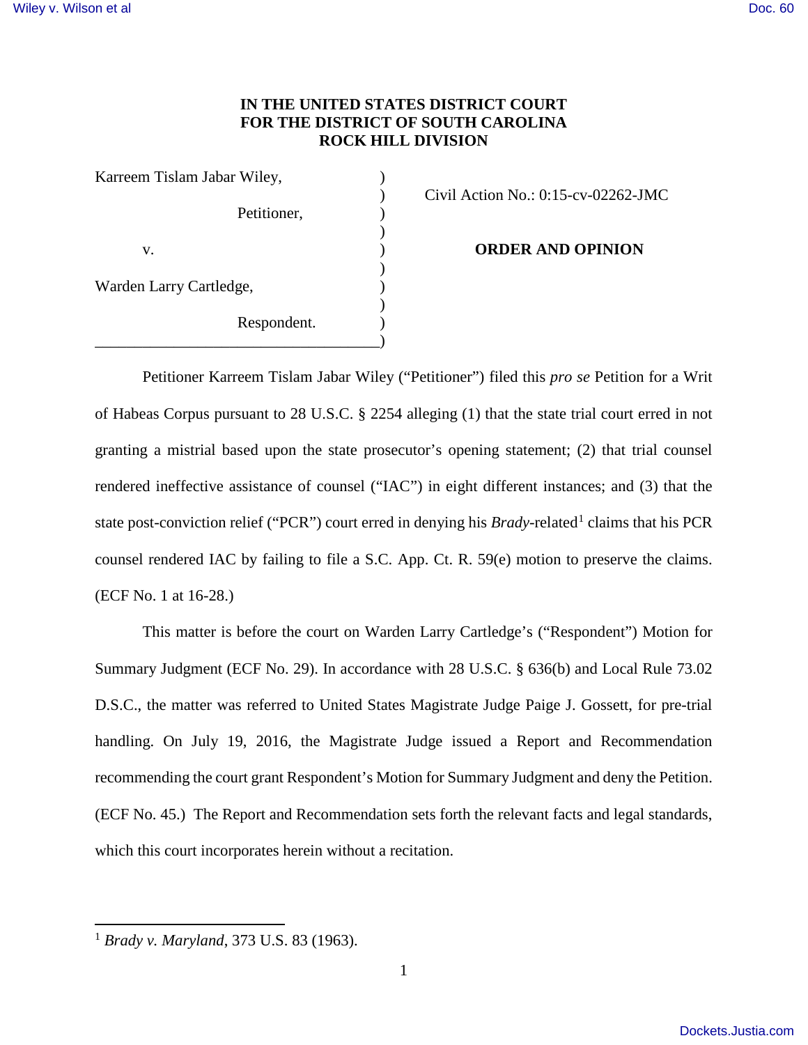**IN THE UNITED STATES DISTRICT COURT**
**FOR THE DISTRICT OF SOUTH CAROLINA**
**ROCK HILL DIVISION**

| | |
|---|---|
| Karreem Tislam Jabar Wiley, Petitioner, v. Warden Larry Cartledge, Respondent. | Civil Action No.: 0:15-cv-02262-JMC **ORDER AND OPINION** |

Petitioner Karreem Tislam Jabar Wiley ("Petitioner") filed this *pro se* Petition for a Writ of Habeas Corpus pursuant to 28 U.S.C. § 2254 alleging (1) that the state trial court erred in not granting a mistrial based upon the state prosecutor's opening statement; (2) that trial counsel rendered ineffective assistance of counsel ("IAC") in eight different instances; and (3) that the state post-conviction relief ("PCR") court erred in denying his *Brady*-related[1] claims that his PCR counsel rendered IAC by failing to file a S.C. App. Ct. R. 59(e) motion to preserve the claims. (ECF No. 1 at 16-28.)

This matter is before the court on Warden Larry Cartledge's ("Respondent") Motion for Summary Judgment (ECF No. 29). In accordance with 28 U.S.C. § 636(b) and Local Rule 73.02 D.S.C., the matter was referred to United States Magistrate Judge Paige J. Gossett, for pre-trial handling. On July 19, 2016, the Magistrate Judge issued a Report and Recommendation recommending the court grant Respondent's Motion for Summary Judgment and deny the Petition. (ECF No. 45.) The Report and Recommendation sets forth the relevant facts and legal standards, which this court incorporates herein without a recitation.

---

[1] *Brady v. Maryland*, 373 U.S. 83 (1963).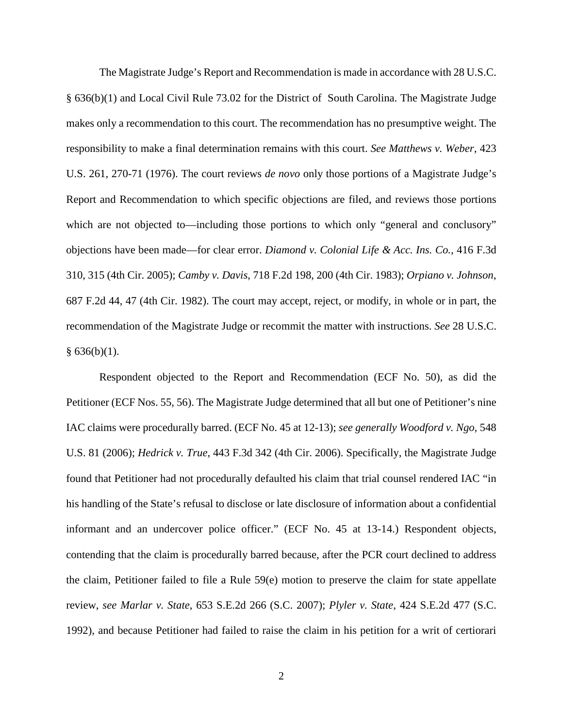The Magistrate Judge's Report and Recommendation is made in accordance with 28 U.S.C. § 636(b)(1) and Local Civil Rule 73.02 for the District of South Carolina. The Magistrate Judge makes only a recommendation to this court. The recommendation has no presumptive weight. The responsibility to make a final determination remains with this court. *See Matthews v. Weber*, 423 U.S. 261, 270-71 (1976). The court reviews *de novo* only those portions of a Magistrate Judge's Report and Recommendation to which specific objections are filed, and reviews those portions which are not objected to—including those portions to which only "general and conclusory" objections have been made—for clear error. *Diamond v. Colonial Life & Acc. Ins. Co.*, 416 F.3d 310, 315 (4th Cir. 2005); *Camby v. Davis*, 718 F.2d 198, 200 (4th Cir. 1983); *Orpiano v. Johnson*, 687 F.2d 44, 47 (4th Cir. 1982). The court may accept, reject, or modify, in whole or in part, the recommendation of the Magistrate Judge or recommit the matter with instructions. *See* 28 U.S.C. § 636(b)(1).

Respondent objected to the Report and Recommendation (ECF No. 50), as did the Petitioner (ECF Nos. 55, 56). The Magistrate Judge determined that all but one of Petitioner's nine IAC claims were procedurally barred. (ECF No. 45 at 12-13); *see generally Woodford v. Ngo*, 548 U.S. 81 (2006); *Hedrick v. True*, 443 F.3d 342 (4th Cir. 2006). Specifically, the Magistrate Judge found that Petitioner had not procedurally defaulted his claim that trial counsel rendered IAC "in his handling of the State's refusal to disclose or late disclosure of information about a confidential informant and an undercover police officer." (ECF No. 45 at 13-14.) Respondent objects, contending that the claim is procedurally barred because, after the PCR court declined to address the claim, Petitioner failed to file a Rule 59(e) motion to preserve the claim for state appellate review, *see Marlar v. State*, 653 S.E.2d 266 (S.C. 2007); *Plyler v. State*, 424 S.E.2d 477 (S.C. 1992), and because Petitioner had failed to raise the claim in his petition for a writ of certiorari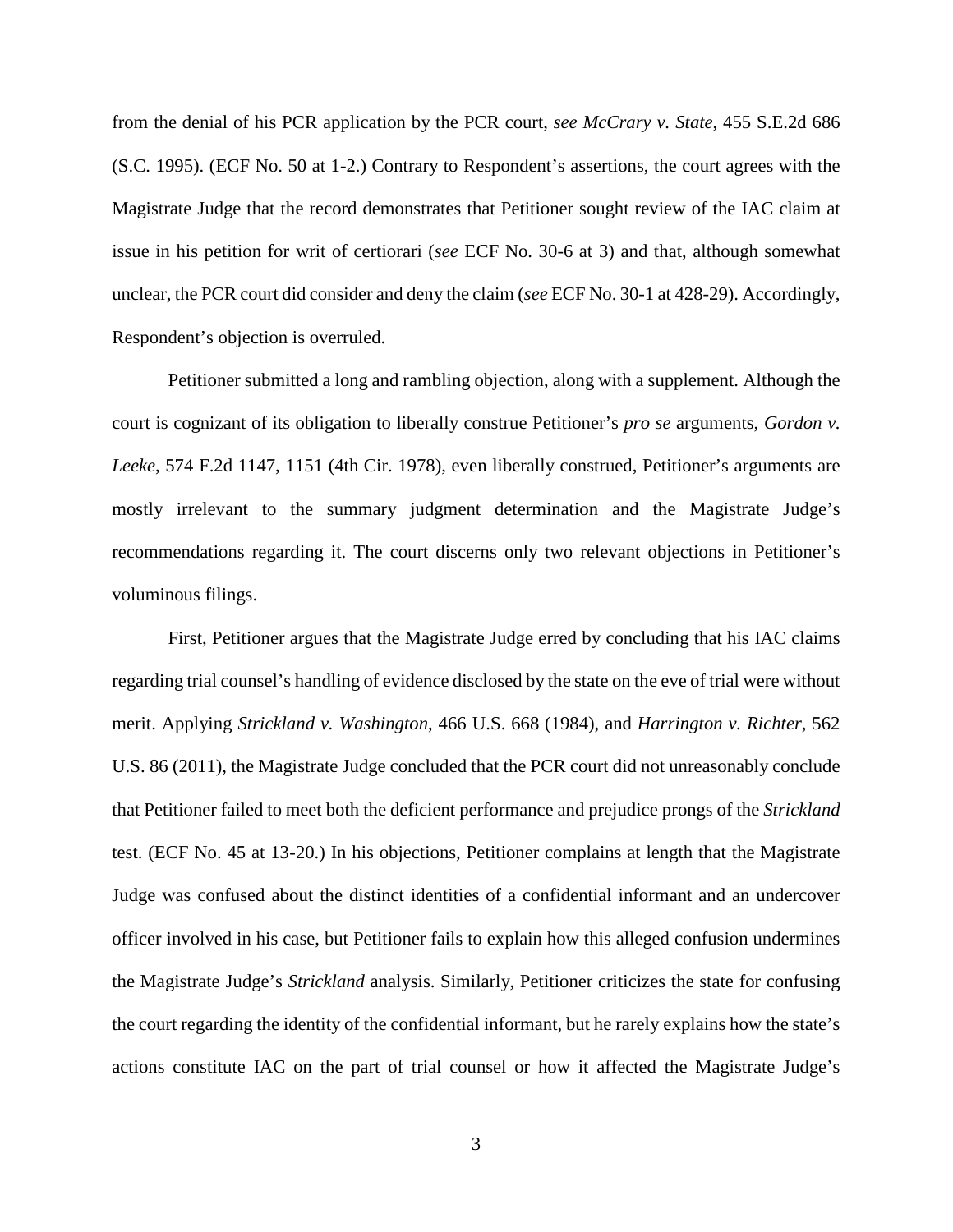from the denial of his PCR application by the PCR court, *see McCrary v. State*, 455 S.E.2d 686 (S.C. 1995). (ECF No. 50 at 1-2.) Contrary to Respondent's assertions, the court agrees with the Magistrate Judge that the record demonstrates that Petitioner sought review of the IAC claim at issue in his petition for writ of certiorari (*see* ECF No. 30-6 at 3) and that, although somewhat unclear, the PCR court did consider and deny the claim (*see* ECF No. 30-1 at 428-29). Accordingly, Respondent's objection is overruled.

Petitioner submitted a long and rambling objection, along with a supplement. Although the court is cognizant of its obligation to liberally construe Petitioner's *pro se* arguments, *Gordon v. Leeke*, 574 F.2d 1147, 1151 (4th Cir. 1978), even liberally construed, Petitioner's arguments are mostly irrelevant to the summary judgment determination and the Magistrate Judge's recommendations regarding it. The court discerns only two relevant objections in Petitioner's voluminous filings.

First, Petitioner argues that the Magistrate Judge erred by concluding that his IAC claims regarding trial counsel's handling of evidence disclosed by the state on the eve of trial were without merit. Applying *Strickland v. Washington*, 466 U.S. 668 (1984), and *Harrington v. Richter*, 562 U.S. 86 (2011), the Magistrate Judge concluded that the PCR court did not unreasonably conclude that Petitioner failed to meet both the deficient performance and prejudice prongs of the *Strickland* test. (ECF No. 45 at 13-20.) In his objections, Petitioner complains at length that the Magistrate Judge was confused about the distinct identities of a confidential informant and an undercover officer involved in his case, but Petitioner fails to explain how this alleged confusion undermines the Magistrate Judge's *Strickland* analysis. Similarly, Petitioner criticizes the state for confusing the court regarding the identity of the confidential informant, but he rarely explains how the state's actions constitute IAC on the part of trial counsel or how it affected the Magistrate Judge's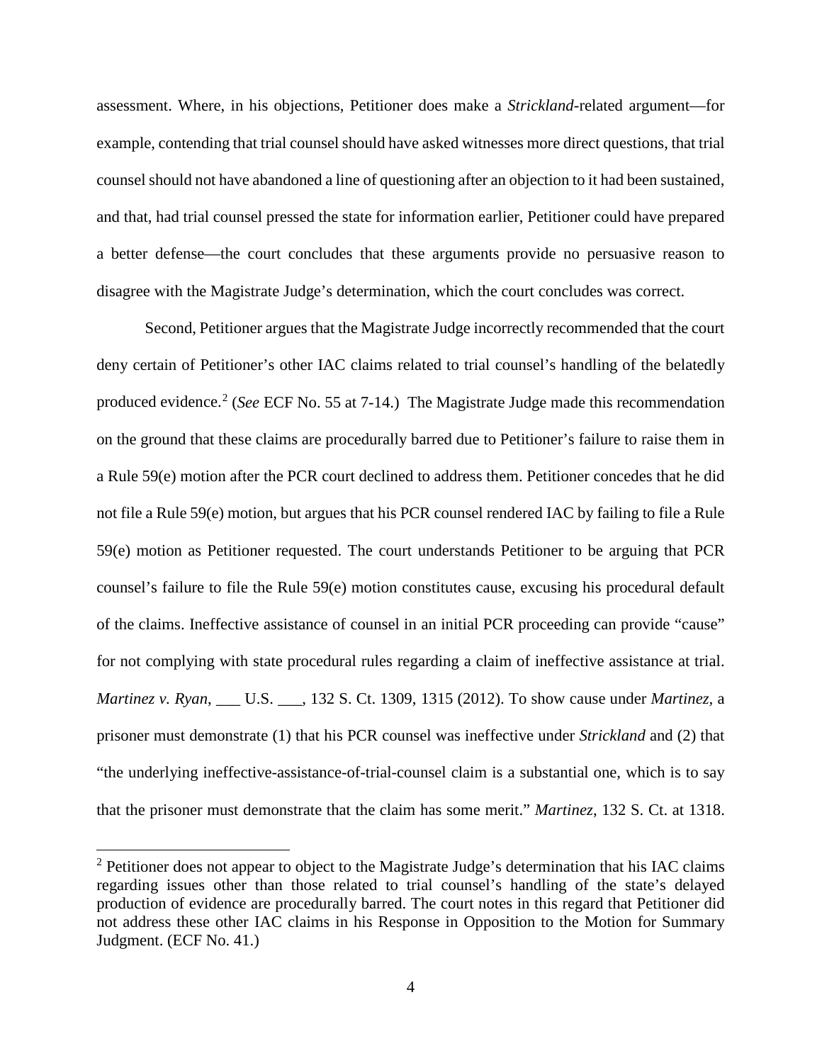assessment. Where, in his objections, Petitioner does make a *Strickland*-related argument—for example, contending that trial counsel should have asked witnesses more direct questions, that trial counsel should not have abandoned a line of questioning after an objection to it had been sustained, and that, had trial counsel pressed the state for information earlier, Petitioner could have prepared a better defense—the court concludes that these arguments provide no persuasive reason to disagree with the Magistrate Judge's determination, which the court concludes was correct.

Second, Petitioner argues that the Magistrate Judge incorrectly recommended that the court deny certain of Petitioner's other IAC claims related to trial counsel's handling of the belatedly produced evidence.[2] (*See* ECF No. 55 at 7-14.) The Magistrate Judge made this recommendation on the ground that these claims are procedurally barred due to Petitioner's failure to raise them in a Rule 59(e) motion after the PCR court declined to address them. Petitioner concedes that he did not file a Rule 59(e) motion, but argues that his PCR counsel rendered IAC by failing to file a Rule 59(e) motion as Petitioner requested. The court understands Petitioner to be arguing that PCR counsel's failure to file the Rule 59(e) motion constitutes cause, excusing his procedural default of the claims. Ineffective assistance of counsel in an initial PCR proceeding can provide "cause" for not complying with state procedural rules regarding a claim of ineffective assistance at trial. *Martinez v. Ryan*, ___ U.S. ___, 132 S. Ct. 1309, 1315 (2012). To show cause under *Martinez*, a prisoner must demonstrate (1) that his PCR counsel was ineffective under *Strickland* and (2) that "the underlying ineffective-assistance-of-trial-counsel claim is a substantial one, which is to say that the prisoner must demonstrate that the claim has some merit." *Martinez*, 132 S. Ct. at 1318.

[2] Petitioner does not appear to object to the Magistrate Judge's determination that his IAC claims regarding issues other than those related to trial counsel's handling of the state's delayed production of evidence are procedurally barred. The court notes in this regard that Petitioner did not address these other IAC claims in his Response in Opposition to the Motion for Summary Judgment. (ECF No. 41.)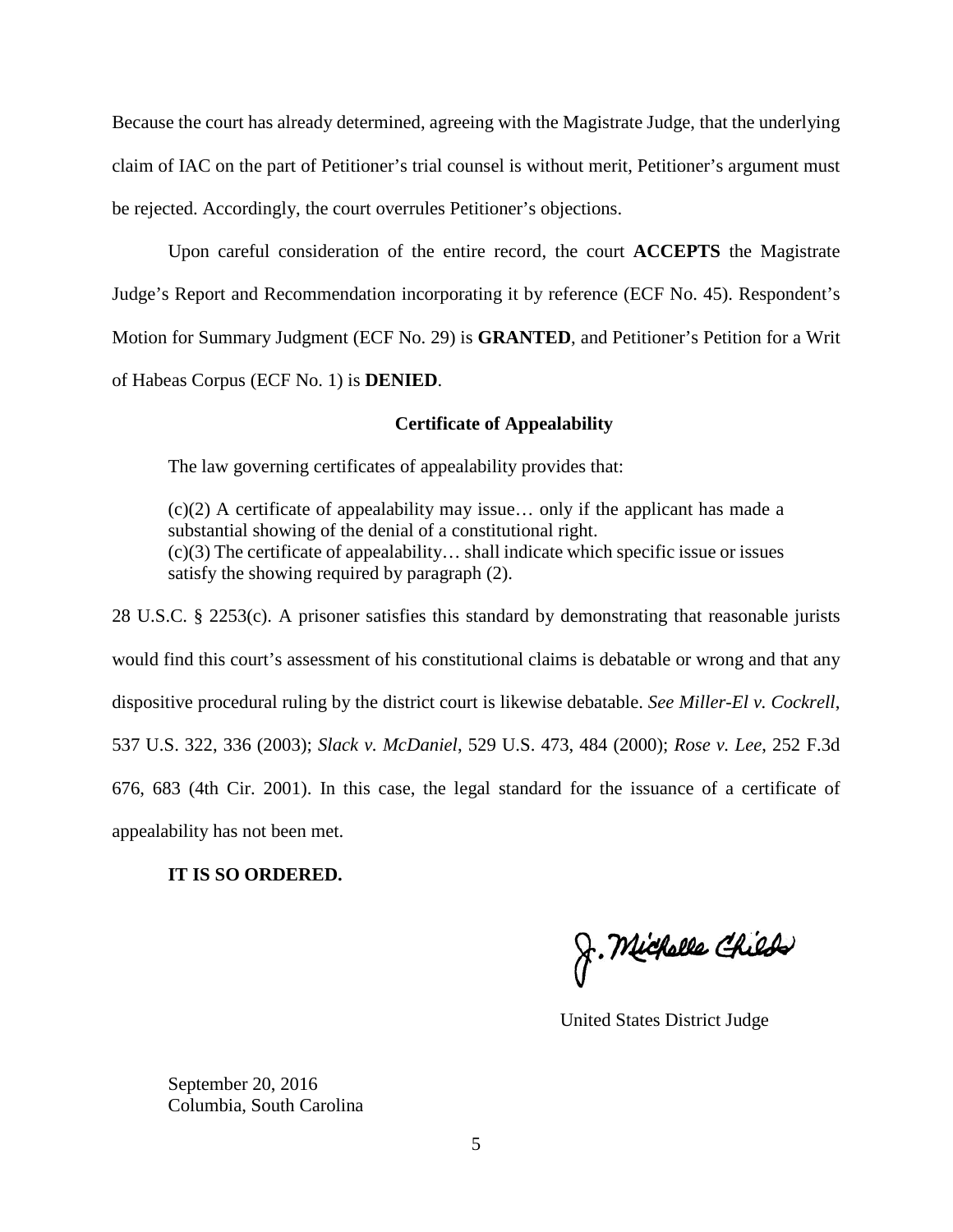Because the court has already determined, agreeing with the Magistrate Judge, that the underlying claim of IAC on the part of Petitioner's trial counsel is without merit, Petitioner's argument must be rejected. Accordingly, the court overrules Petitioner's objections.

Upon careful consideration of the entire record, the court **ACCEPTS** the Magistrate Judge's Report and Recommendation incorporating it by reference (ECF No. 45). Respondent's Motion for Summary Judgment (ECF No. 29) is **GRANTED**, and Petitioner's Petition for a Writ of Habeas Corpus (ECF No. 1) is **DENIED**.

**Certificate of Appealability**

The law governing certificates of appealability provides that:

> (c)(2) A certificate of appealability may issue… only if the applicant has made a substantial showing of the denial of a constitutional right.
> (c)(3) The certificate of appealability… shall indicate which specific issue or issues satisfy the showing required by paragraph (2).

28 U.S.C. § 2253(c). A prisoner satisfies this standard by demonstrating that reasonable jurists would find this court's assessment of his constitutional claims is debatable or wrong and that any dispositive procedural ruling by the district court is likewise debatable. *See Miller-El v. Cockrell*, 537 U.S. 322, 336 (2003); *Slack v. McDaniel*, 529 U.S. 473, 484 (2000); *Rose v. Lee*, 252 F.3d 676, 683 (4th Cir. 2001). In this case, the legal standard for the issuance of a certificate of appealability has not been met.

**IT IS SO ORDERED.**

J. Michelle Childs

United States District Judge

September 20, 2016
Columbia, South Carolina